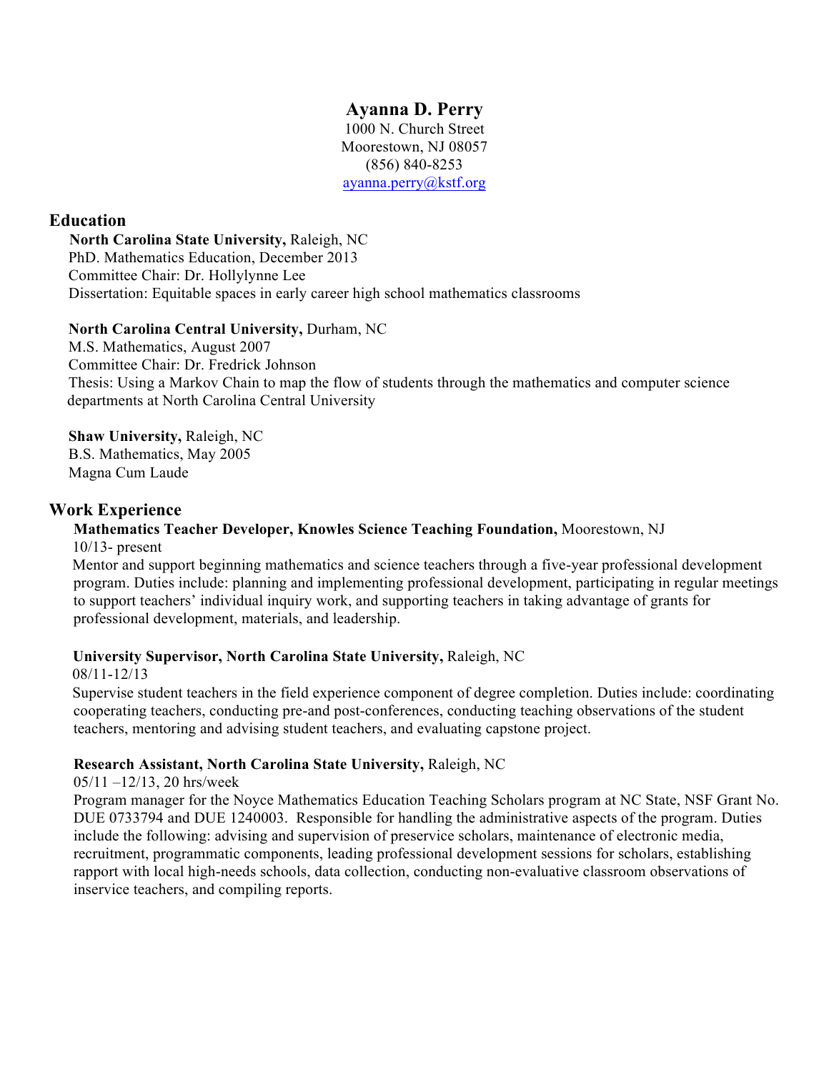# Ayanna D. Perry

1000 N. Church Street
Moorestown, NJ 08057
(856) 840-8253
ayanna.perry@kstf.org

## Education

**North Carolina State University,** Raleigh, NC
PhD. Mathematics Education, December 2013
Committee Chair: Dr. Hollylynne Lee
Dissertation: Equitable spaces in early career high school mathematics classrooms

**North Carolina Central University,** Durham, NC
M.S. Mathematics, August 2007
Committee Chair: Dr. Fredrick Johnson
Thesis: Using a Markov Chain to map the flow of students through the mathematics and computer science departments at North Carolina Central University

**Shaw University,** Raleigh, NC
B.S. Mathematics, May 2005
Magna Cum Laude

## Work Experience

**Mathematics Teacher Developer, Knowles Science Teaching Foundation,** Moorestown, NJ
10/13- present
Mentor and support beginning mathematics and science teachers through a five-year professional development program. Duties include: planning and implementing professional development, participating in regular meetings to support teachers' individual inquiry work, and supporting teachers in taking advantage of grants for professional development, materials, and leadership.

**University Supervisor, North Carolina State University,** Raleigh, NC
08/11-12/13
Supervise student teachers in the field experience component of degree completion. Duties include: coordinating cooperating teachers, conducting pre-and post-conferences, conducting teaching observations of the student teachers, mentoring and advising student teachers, and evaluating capstone project.

**Research Assistant, North Carolina State University,** Raleigh, NC
05/11 –12/13, 20 hrs/week
Program manager for the Noyce Mathematics Education Teaching Scholars program at NC State, NSF Grant No. DUE 0733794 and DUE 1240003. Responsible for handling the administrative aspects of the program. Duties include the following: advising and supervision of preservice scholars, maintenance of electronic media, recruitment, programmatic components, leading professional development sessions for scholars, establishing rapport with local high-needs schools, data collection, conducting non-evaluative classroom observations of inservice teachers, and compiling reports.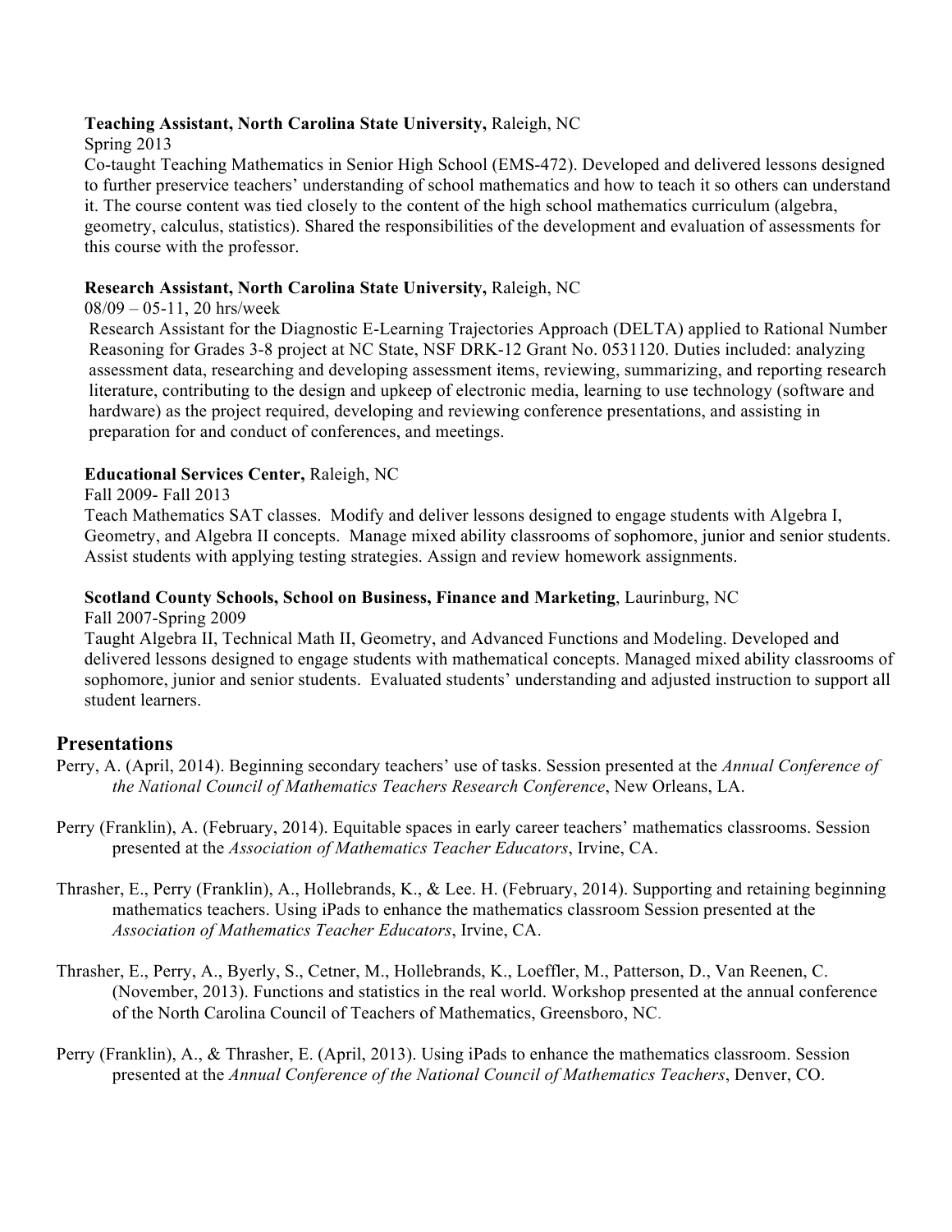**Teaching Assistant, North Carolina State University,** Raleigh, NC
Spring 2013
Co-taught Teaching Mathematics in Senior High School (EMS-472). Developed and delivered lessons designed to further preservice teachers' understanding of school mathematics and how to teach it so others can understand it. The course content was tied closely to the content of the high school mathematics curriculum (algebra, geometry, calculus, statistics). Shared the responsibilities of the development and evaluation of assessments for this course with the professor.

**Research Assistant, North Carolina State University,** Raleigh, NC
08/09 – 05-11, 20 hrs/week
Research Assistant for the Diagnostic E-Learning Trajectories Approach (DELTA) applied to Rational Number Reasoning for Grades 3-8 project at NC State, NSF DRK-12 Grant No. 0531120. Duties included: analyzing assessment data, researching and developing assessment items, reviewing, summarizing, and reporting research literature, contributing to the design and upkeep of electronic media, learning to use technology (software and hardware) as the project required, developing and reviewing conference presentations, and assisting in preparation for and conduct of conferences, and meetings.

**Educational Services Center,** Raleigh, NC
Fall 2009- Fall 2013
Teach Mathematics SAT classes. Modify and deliver lessons designed to engage students with Algebra I, Geometry, and Algebra II concepts. Manage mixed ability classrooms of sophomore, junior and senior students. Assist students with applying testing strategies. Assign and review homework assignments.

**Scotland County Schools, School on Business, Finance and Marketing**, Laurinburg, NC
Fall 2007-Spring 2009
Taught Algebra II, Technical Math II, Geometry, and Advanced Functions and Modeling. Developed and delivered lessons designed to engage students with mathematical concepts. Managed mixed ability classrooms of sophomore, junior and senior students. Evaluated students' understanding and adjusted instruction to support all student learners.

## Presentations

Perry, A. (April, 2014). Beginning secondary teachers' use of tasks. Session presented at the *Annual Conference of the National Council of Mathematics Teachers Research Conference*, New Orleans, LA.

Perry (Franklin), A. (February, 2014). Equitable spaces in early career teachers' mathematics classrooms. Session presented at the *Association of Mathematics Teacher Educators*, Irvine, CA.

Thrasher, E., Perry (Franklin), A., Hollebrands, K., & Lee. H. (February, 2014). Supporting and retaining beginning mathematics teachers. Using iPads to enhance the mathematics classroom Session presented at the *Association of Mathematics Teacher Educators*, Irvine, CA.

Thrasher, E., Perry, A., Byerly, S., Cetner, M., Hollebrands, K., Loeffler, M., Patterson, D., Van Reenen, C. (November, 2013). Functions and statistics in the real world. Workshop presented at the annual conference of the North Carolina Council of Teachers of Mathematics, Greensboro, NC.

Perry (Franklin), A., & Thrasher, E. (April, 2013). Using iPads to enhance the mathematics classroom. Session presented at the *Annual Conference of the National Council of Mathematics Teachers*, Denver, CO.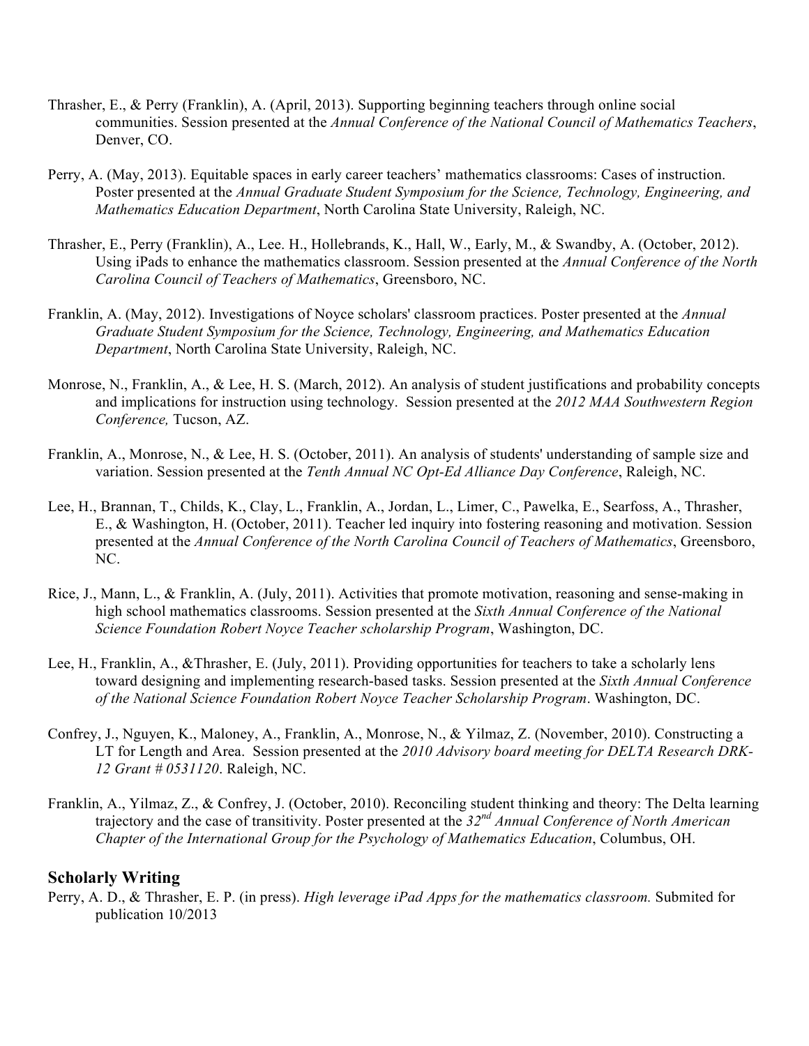Thrasher, E., & Perry (Franklin), A. (April, 2013). Supporting beginning teachers through online social communities. Session presented at the *Annual Conference of the National Council of Mathematics Teachers*, Denver, CO.

Perry, A. (May, 2013). Equitable spaces in early career teachers' mathematics classrooms: Cases of instruction. Poster presented at the *Annual Graduate Student Symposium for the Science, Technology, Engineering, and Mathematics Education Department*, North Carolina State University, Raleigh, NC.

Thrasher, E., Perry (Franklin), A., Lee. H., Hollebrands, K., Hall, W., Early, M., & Swandby, A. (October, 2012). Using iPads to enhance the mathematics classroom. Session presented at the *Annual Conference of the North Carolina Council of Teachers of Mathematics*, Greensboro, NC.

Franklin, A. (May, 2012). Investigations of Noyce scholars' classroom practices. Poster presented at the *Annual Graduate Student Symposium for the Science, Technology, Engineering, and Mathematics Education Department*, North Carolina State University, Raleigh, NC.

Monrose, N., Franklin, A., & Lee, H. S. (March, 2012). An analysis of student justifications and probability concepts and implications for instruction using technology. Session presented at the *2012 MAA Southwestern Region Conference,* Tucson, AZ.

Franklin, A., Monrose, N., & Lee, H. S. (October, 2011). An analysis of students' understanding of sample size and variation. Session presented at the *Tenth Annual NC Opt-Ed Alliance Day Conference*, Raleigh, NC.

Lee, H., Brannan, T., Childs, K., Clay, L., Franklin, A., Jordan, L., Limer, C., Pawelka, E., Searfoss, A., Thrasher, E., & Washington, H. (October, 2011). Teacher led inquiry into fostering reasoning and motivation. Session presented at the *Annual Conference of the North Carolina Council of Teachers of Mathematics*, Greensboro, NC.

Rice, J., Mann, L., & Franklin, A. (July, 2011). Activities that promote motivation, reasoning and sense-making in high school mathematics classrooms. Session presented at the *Sixth Annual Conference of the National Science Foundation Robert Noyce Teacher scholarship Program*, Washington, DC.

Lee, H., Franklin, A., &Thrasher, E. (July, 2011). Providing opportunities for teachers to take a scholarly lens toward designing and implementing research-based tasks. Session presented at the *Sixth Annual Conference of the National Science Foundation Robert Noyce Teacher Scholarship Program*. Washington, DC.

Confrey, J., Nguyen, K., Maloney, A., Franklin, A., Monrose, N., & Yilmaz, Z. (November, 2010). Constructing a LT for Length and Area. Session presented at the *2010 Advisory board meeting for DELTA Research DRK-12 Grant # 0531120*. Raleigh, NC.

Franklin, A., Yilmaz, Z., & Confrey, J. (October, 2010). Reconciling student thinking and theory: The Delta learning trajectory and the case of transitivity. Poster presented at the *32nd Annual Conference of North American Chapter of the International Group for the Psychology of Mathematics Education*, Columbus, OH.

## Scholarly Writing

Perry, A. D., & Thrasher, E. P. (in press). *High leverage iPad Apps for the mathematics classroom.* Submited for publication 10/2013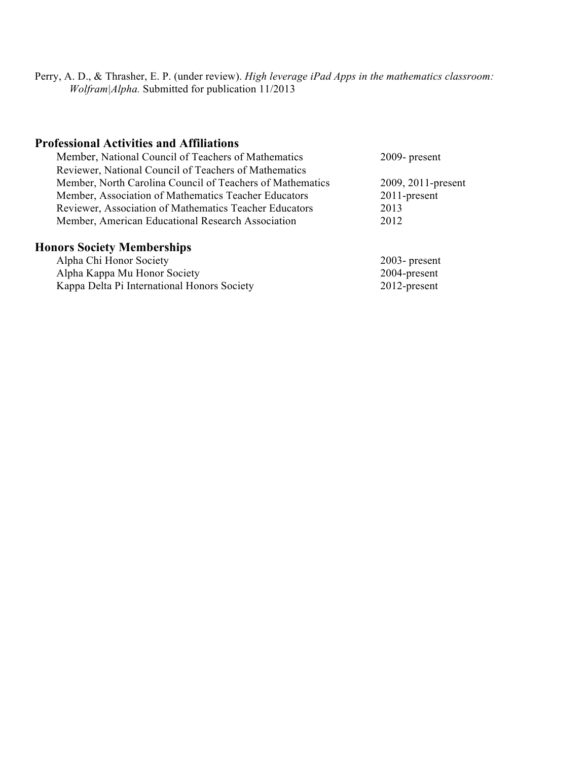Perry, A. D., & Thrasher, E. P. (under review). *High leverage iPad Apps in the mathematics classroom: Wolfram|Alpha.* Submitted for publication 11/2013

## Professional Activities and Affiliations

| | |
|---|---|
| Member, National Council of Teachers of Mathematics | 2009- present |
| Reviewer, National Council of Teachers of Mathematics | |
| Member, North Carolina Council of Teachers of Mathematics | 2009, 2011-present |
| Member, Association of Mathematics Teacher Educators | 2011-present |
| Reviewer, Association of Mathematics Teacher Educators | 2013 |
| Member, American Educational Research Association | 2012 |

## Honors Society Memberships

| | |
|---|---|
| Alpha Chi Honor Society | 2003- present |
| Alpha Kappa Mu Honor Society | 2004-present |
| Kappa Delta Pi International Honors Society | 2012-present |